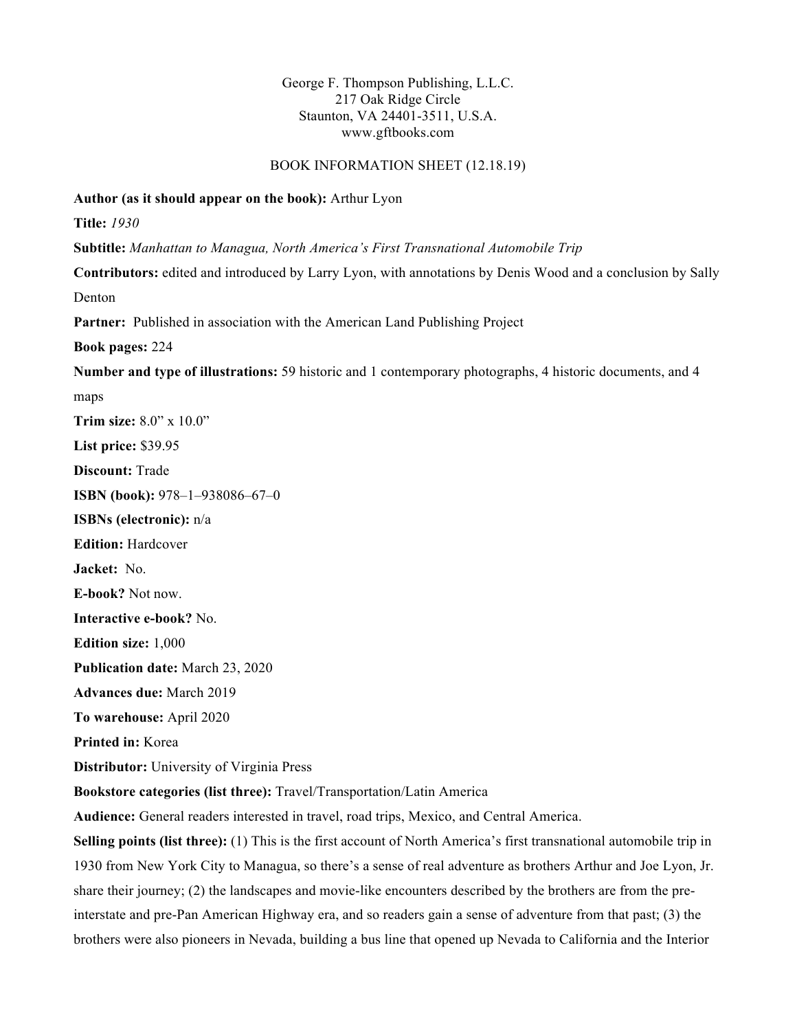George F. Thompson Publishing, L.L.C.
217 Oak Ridge Circle
Staunton, VA 24401-3511, U.S.A.
www.gftbooks.com

BOOK INFORMATION SHEET (12.18.19)

**Author (as it should appear on the book):** Arthur Lyon

**Title:** *1930*

**Subtitle:** *Manhattan to Managua, North America's First Transnational Automobile Trip*

**Contributors:** edited and introduced by Larry Lyon, with annotations by Denis Wood and a conclusion by Sally Denton

**Partner:** Published in association with the American Land Publishing Project

**Book pages:** 224

**Number and type of illustrations:** 59 historic and 1 contemporary photographs, 4 historic documents, and 4 maps

**Trim size:** 8.0" x 10.0"

**List price:** $39.95

**Discount:** Trade

**ISBN (book):** 978–1–938086–67–0

**ISBNs (electronic):** n/a

**Edition:** Hardcover

**Jacket:** No.

**E-book?** Not now.

**Interactive e-book?** No.

**Edition size:** 1,000

**Publication date:** March 23, 2020

**Advances due:** March 2019

**To warehouse:** April 2020

**Printed in:** Korea

**Distributor:** University of Virginia Press

**Bookstore categories (list three):** Travel/Transportation/Latin America

**Audience:** General readers interested in travel, road trips, Mexico, and Central America.

**Selling points (list three):** (1) This is the first account of North America's first transnational automobile trip in 1930 from New York City to Managua, so there's a sense of real adventure as brothers Arthur and Joe Lyon, Jr. share their journey; (2) the landscapes and movie-like encounters described by the brothers are from the pre-interstate and pre-Pan American Highway era, and so readers gain a sense of adventure from that past; (3) the brothers were also pioneers in Nevada, building a bus line that opened up Nevada to California and the Interior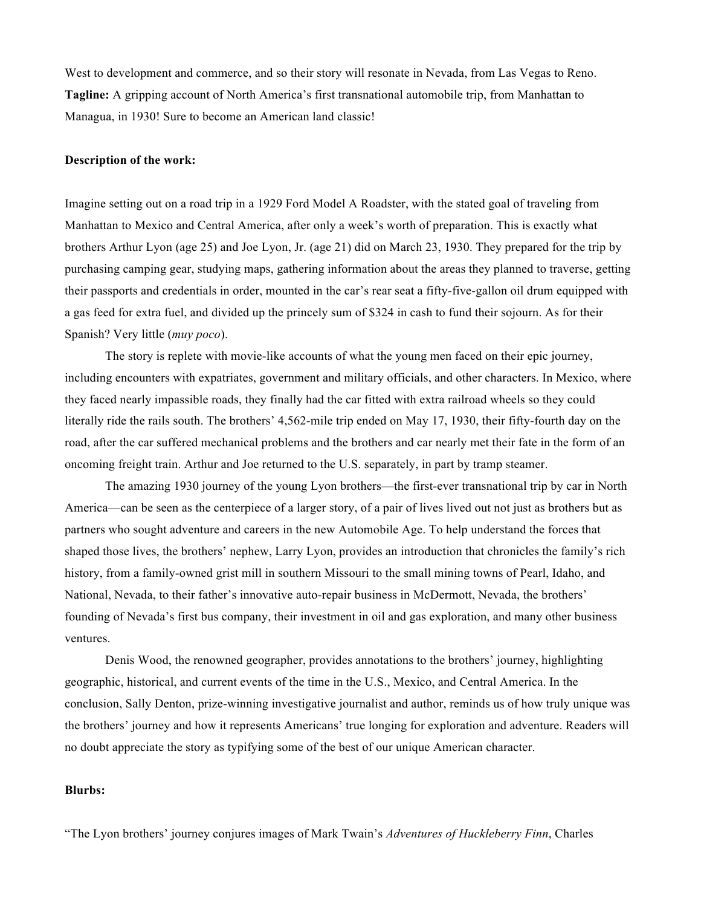West to development and commerce, and so their story will resonate in Nevada, from Las Vegas to Reno.
**Tagline:** A gripping account of North America's first transnational automobile trip, from Manhattan to Managua, in 1930! Sure to become an American land classic!

**Description of the work:**

Imagine setting out on a road trip in a 1929 Ford Model A Roadster, with the stated goal of traveling from Manhattan to Mexico and Central America, after only a week's worth of preparation. This is exactly what brothers Arthur Lyon (age 25) and Joe Lyon, Jr. (age 21) did on March 23, 1930. They prepared for the trip by purchasing camping gear, studying maps, gathering information about the areas they planned to traverse, getting their passports and credentials in order, mounted in the car's rear seat a fifty-five-gallon oil drum equipped with a gas feed for extra fuel, and divided up the princely sum of $324 in cash to fund their sojourn. As for their Spanish? Very little (*muy poco*).

The story is replete with movie-like accounts of what the young men faced on their epic journey, including encounters with expatriates, government and military officials, and other characters. In Mexico, where they faced nearly impassible roads, they finally had the car fitted with extra railroad wheels so they could literally ride the rails south. The brothers' 4,562-mile trip ended on May 17, 1930, their fifty-fourth day on the road, after the car suffered mechanical problems and the brothers and car nearly met their fate in the form of an oncoming freight train. Arthur and Joe returned to the U.S. separately, in part by tramp steamer.

The amazing 1930 journey of the young Lyon brothers—the first-ever transnational trip by car in North America—can be seen as the centerpiece of a larger story, of a pair of lives lived out not just as brothers but as partners who sought adventure and careers in the new Automobile Age. To help understand the forces that shaped those lives, the brothers' nephew, Larry Lyon, provides an introduction that chronicles the family's rich history, from a family-owned grist mill in southern Missouri to the small mining towns of Pearl, Idaho, and National, Nevada, to their father's innovative auto-repair business in McDermott, Nevada, the brothers' founding of Nevada's first bus company, their investment in oil and gas exploration, and many other business ventures.

Denis Wood, the renowned geographer, provides annotations to the brothers' journey, highlighting geographic, historical, and current events of the time in the U.S., Mexico, and Central America. In the conclusion, Sally Denton, prize-winning investigative journalist and author, reminds us of how truly unique was the brothers' journey and how it represents Americans' true longing for exploration and adventure. Readers will no doubt appreciate the story as typifying some of the best of our unique American character.

**Blurbs:**

"The Lyon brothers' journey conjures images of Mark Twain's *Adventures of Huckleberry Finn*, Charles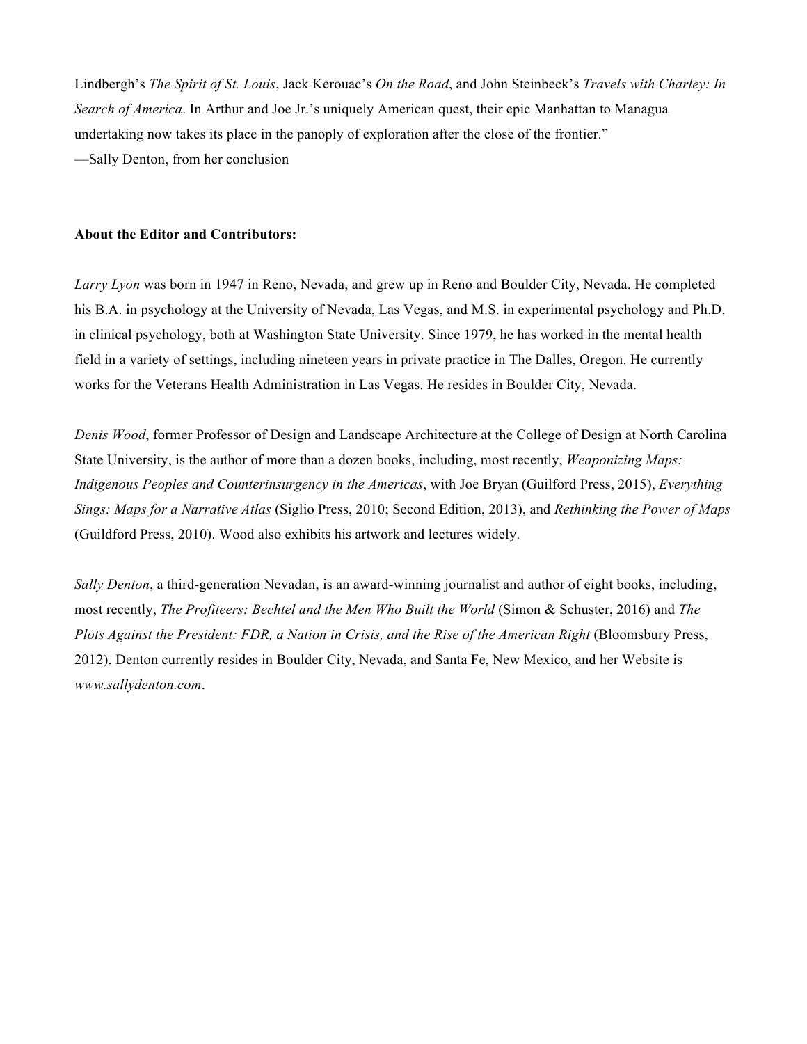Lindbergh's *The Spirit of St. Louis*, Jack Kerouac's *On the Road*, and John Steinbeck's *Travels with Charley: In Search of America*. In Arthur and Joe Jr.'s uniquely American quest, their epic Manhattan to Managua undertaking now takes its place in the panoply of exploration after the close of the frontier."
—Sally Denton, from her conclusion

**About the Editor and Contributors:**

*Larry Lyon* was born in 1947 in Reno, Nevada, and grew up in Reno and Boulder City, Nevada. He completed his B.A. in psychology at the University of Nevada, Las Vegas, and M.S. in experimental psychology and Ph.D. in clinical psychology, both at Washington State University. Since 1979, he has worked in the mental health field in a variety of settings, including nineteen years in private practice in The Dalles, Oregon. He currently works for the Veterans Health Administration in Las Vegas. He resides in Boulder City, Nevada.

*Denis Wood*, former Professor of Design and Landscape Architecture at the College of Design at North Carolina State University, is the author of more than a dozen books, including, most recently, *Weaponizing Maps: Indigenous Peoples and Counterinsurgency in the Americas*, with Joe Bryan (Guilford Press, 2015), *Everything Sings: Maps for a Narrative Atlas* (Siglio Press, 2010; Second Edition, 2013), and *Rethinking the Power of Maps* (Guildford Press, 2010). Wood also exhibits his artwork and lectures widely.

*Sally Denton*, a third-generation Nevadan, is an award-winning journalist and author of eight books, including, most recently, *The Profiteers: Bechtel and the Men Who Built the World* (Simon & Schuster, 2016) and *The Plots Against the President: FDR, a Nation in Crisis, and the Rise of the American Right* (Bloomsbury Press, 2012). Denton currently resides in Boulder City, Nevada, and Santa Fe, New Mexico, and her Website is *www.sallydenton.com*.